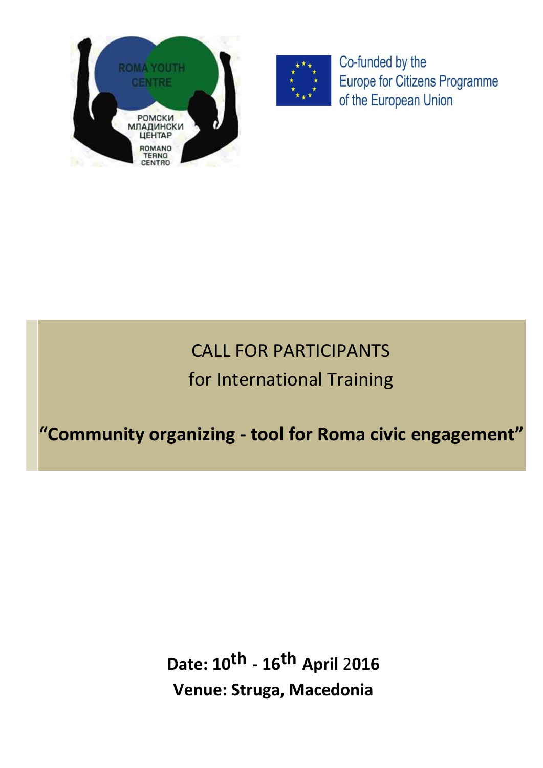ROMA YOUTH CENTRE

РОМСКИ МЛАДИНСКИ ЦЕНТАР

ROMANO TERNO CENTRO

Co-funded by the Europe for Citizens Programme of the European Union

# CALL FOR PARTICIPANTS

## for International Training

## **"Community organizing - tool for Roma civic engagement"**

**Date: 10th - 16th April 2016**

**Venue: Struga, Macedonia**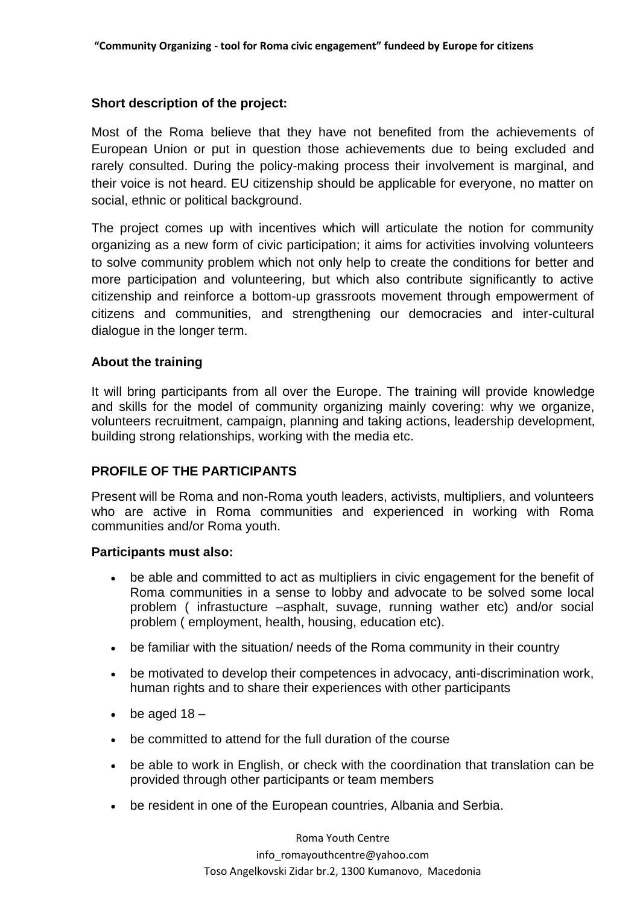**Short description of the project:**

Most of the Roma believe that they have not benefited from the achievements of European Union or put in question those achievements due to being excluded and rarely consulted. During the policy-making process their involvement is marginal, and their voice is not heard. EU citizenship should be applicable for everyone, no matter on social, ethnic or political background.

The project comes up with incentives which will articulate the notion for community organizing as a new form of civic participation; it aims for activities involving volunteers to solve community problem which not only help to create the conditions for better and more participation and volunteering, but which also contribute significantly to active citizenship and reinforce a bottom-up grassroots movement through empowerment of citizens and communities, and strengthening our democracies and inter-cultural dialogue in the longer term.

**About the training**

It will bring participants from all over the Europe. The training will provide knowledge and skills for the model of community organizing mainly covering: why we organize, volunteers recruitment, campaign, planning and taking actions, leadership development, building strong relationships, working with the media etc.

**PROFILE OF THE PARTICIPANTS**

Present will be Roma and non-Roma youth leaders, activists, multipliers, and volunteers who are active in Roma communities and experienced in working with Roma communities and/or Roma youth.

**Participants must also:**

- be able and committed to act as multipliers in civic engagement for the benefit of Roma communities in a sense to lobby and advocate to be solved some local problem ( infrastucture –asphalt, suvage, running wather etc) and/or social problem ( employment, health, housing, education etc).
- be familiar with the situation/ needs of the Roma community in their country
- be motivated to develop their competences in advocacy, anti-discrimination work, human rights and to share their experiences with other participants
- be aged 18 –
- be committed to attend for the full duration of the course
- be able to work in English, or check with the coordination that translation can be provided through other participants or team members
- be resident in one of the European countries, Albania and Serbia.

Roma Youth Centre
info_romayouthcentre@yahoo.com
Toso Angelkovski Zidar br.2, 1300 Kumanovo, Macedonia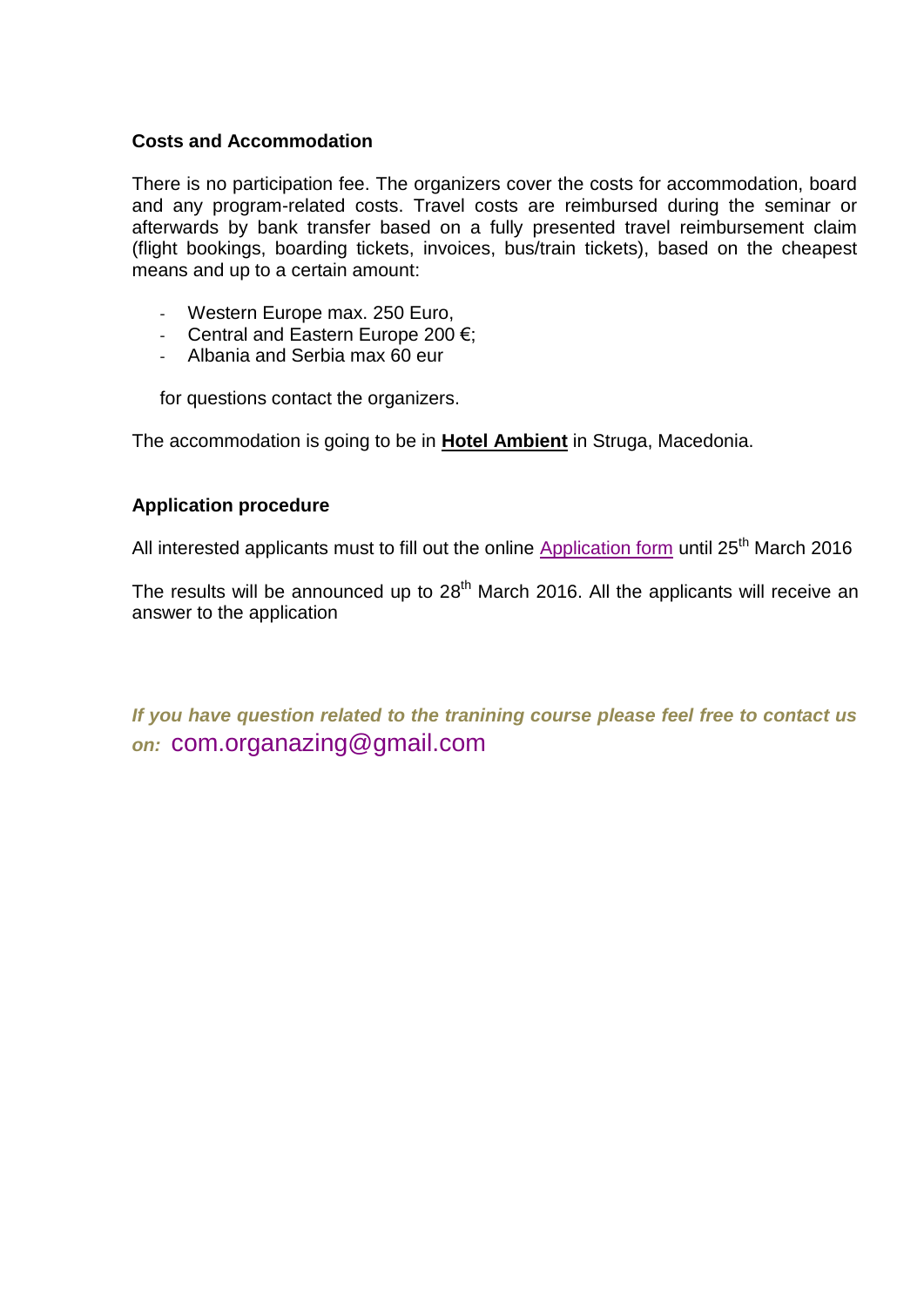**Costs and Accommodation**

There is no participation fee. The organizers cover the costs for accommodation, board and any program-related costs. Travel costs are reimbursed during the seminar or afterwards by bank transfer based on a fully presented travel reimbursement claim (flight bookings, boarding tickets, invoices, bus/train tickets), based on the cheapest means and up to a certain amount:

- Western Europe max. 250 Euro,
- Central and Eastern Europe 200 €;
- Albania and Serbia max 60 eur

for questions contact the organizers.

The accommodation is going to be in **Hotel Ambient** in Struga, Macedonia.

**Application procedure**

All interested applicants must to fill out the online Application form until 25th March 2016

The results will be announced up to 28th March 2016. All the applicants will receive an answer to the application

***If you have question related to the tranining course please feel free to contact us on:*** com.organazing@gmail.com